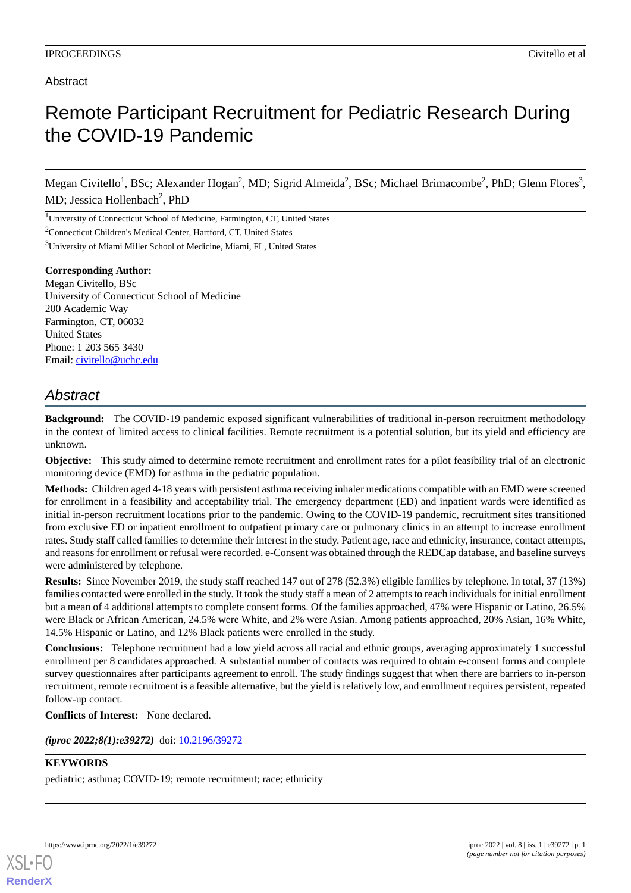Abstract

# Remote Participant Recruitment for Pediatric Research During the COVID-19 Pandemic

Megan Civitello[1], BSc; Alexander Hogan[2], MD; Sigrid Almeida[2], BSc; Michael Brimacombe[2], PhD; Glenn Flores[3], MD; Jessica Hollenbach[2], PhD

[1]University of Connecticut School of Medicine, Farmington, CT, United States

[2]Connecticut Children's Medical Center, Hartford, CT, United States

[3]University of Miami Miller School of Medicine, Miami, FL, United States

**Corresponding Author:**
Megan Civitello, BSc
University of Connecticut School of Medicine
200 Academic Way
Farmington, CT, 06032
United States
Phone: 1 203 565 3430
Email: civitello@uchc.edu

## *Abstract*

**Background:** The COVID-19 pandemic exposed significant vulnerabilities of traditional in-person recruitment methodology in the context of limited access to clinical facilities. Remote recruitment is a potential solution, but its yield and efficiency are unknown.

**Objective:** This study aimed to determine remote recruitment and enrollment rates for a pilot feasibility trial of an electronic monitoring device (EMD) for asthma in the pediatric population.

**Methods:** Children aged 4-18 years with persistent asthma receiving inhaler medications compatible with an EMD were screened for enrollment in a feasibility and acceptability trial. The emergency department (ED) and inpatient wards were identified as initial in-person recruitment locations prior to the pandemic. Owing to the COVID-19 pandemic, recruitment sites transitioned from exclusive ED or inpatient enrollment to outpatient primary care or pulmonary clinics in an attempt to increase enrollment rates. Study staff called families to determine their interest in the study. Patient age, race and ethnicity, insurance, contact attempts, and reasons for enrollment or refusal were recorded. e-Consent was obtained through the REDCap database, and baseline surveys were administered by telephone.

**Results:** Since November 2019, the study staff reached 147 out of 278 (52.3%) eligible families by telephone. In total, 37 (13%) families contacted were enrolled in the study. It took the study staff a mean of 2 attempts to reach individuals for initial enrollment but a mean of 4 additional attempts to complete consent forms. Of the families approached, 47% were Hispanic or Latino, 26.5% were Black or African American, 24.5% were White, and 2% were Asian. Among patients approached, 20% Asian, 16% White, 14.5% Hispanic or Latino, and 12% Black patients were enrolled in the study.

**Conclusions:** Telephone recruitment had a low yield across all racial and ethnic groups, averaging approximately 1 successful enrollment per 8 candidates approached. A substantial number of contacts was required to obtain e-consent forms and complete survey questionnaires after participants agreement to enroll. The study findings suggest that when there are barriers to in-person recruitment, remote recruitment is a feasible alternative, but the yield is relatively low, and enrollment requires persistent, repeated follow-up contact.

**Conflicts of Interest:** None declared.

***(iproc 2022;8(1):e39272)*** doi: 10.2196/39272

**KEYWORDS**

pediatric; asthma; COVID-19; remote recruitment; race; ethnicity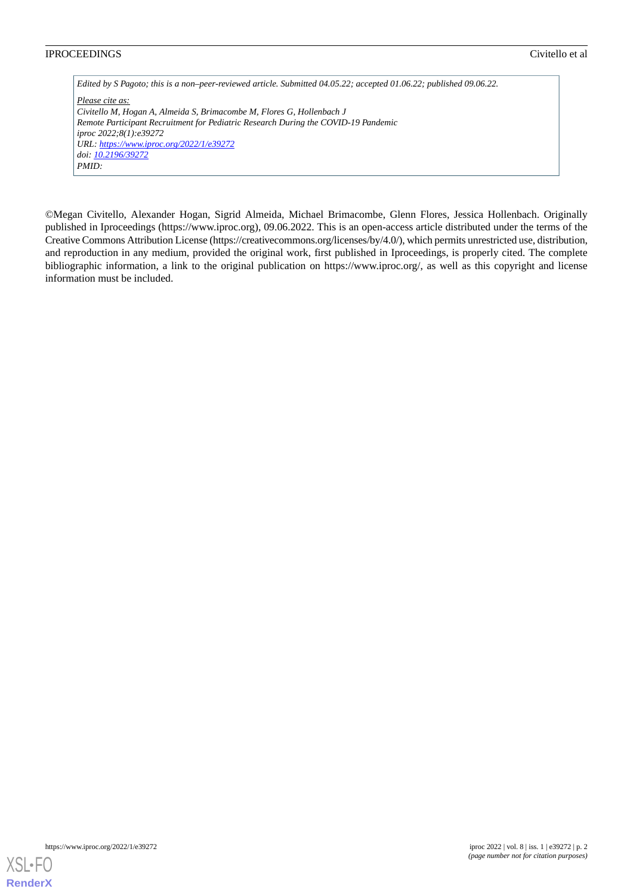*Edited by S Pagoto; this is a non–peer-reviewed article. Submitted 04.05.22; accepted 01.06.22; published 09.06.22.*

*Please cite as:*
*Civitello M, Hogan A, Almeida S, Brimacombe M, Flores G, Hollenbach J*
*Remote Participant Recruitment for Pediatric Research During the COVID-19 Pandemic*
*iproc 2022;8(1):e39272*
*URL: [https://www.iproc.org/2022/1/e39272](https://www.iproc.org/2022/1/e39272)*
*doi: [10.2196/39272](https://doi.org/10.2196/39272)*
*PMID:*

©Megan Civitello, Alexander Hogan, Sigrid Almeida, Michael Brimacombe, Glenn Flores, Jessica Hollenbach. Originally published in Iproceedings (https://www.iproc.org), 09.06.2022. This is an open-access article distributed under the terms of the Creative Commons Attribution License (https://creativecommons.org/licenses/by/4.0/), which permits unrestricted use, distribution, and reproduction in any medium, provided the original work, first published in Iproceedings, is properly cited. The complete bibliographic information, a link to the original publication on https://www.iproc.org/, as well as this copyright and license information must be included.